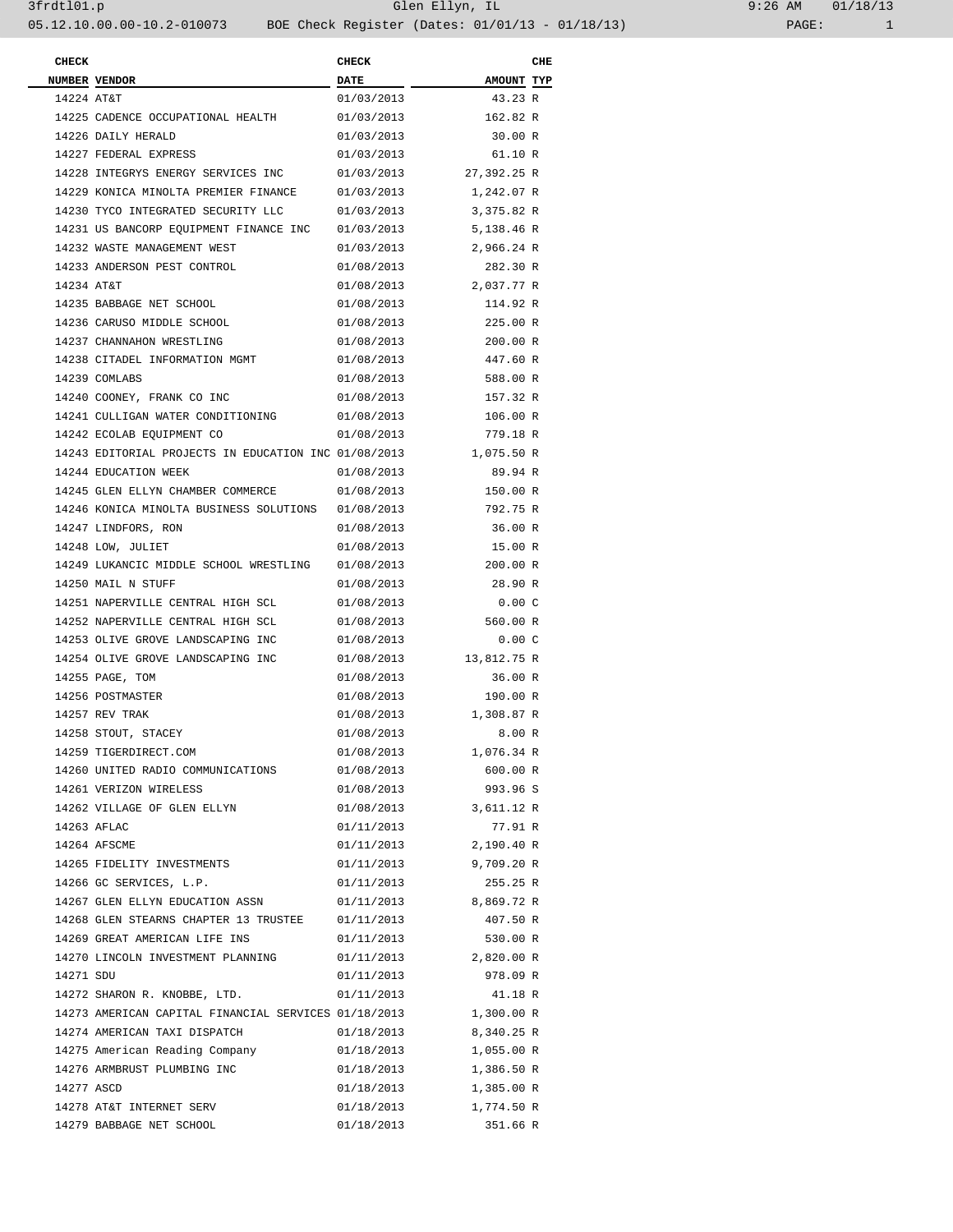3frdtl01.p Glen Ellyn, IL 9:26 AM 01/18/13
05.12.10.00.00-10.2-010073 BOE Check Register (Dates: 01/01/13 - 01/18/13)

| CHECK NUMBER | VENDOR | CHECK DATE | AMOUNT | CHE TYP |
|---|---|---|---|---|
| 14224 | AT&T | 01/03/2013 | 43.23 | R |
| 14225 | CADENCE OCCUPATIONAL HEALTH | 01/03/2013 | 162.82 | R |
| 14226 | DAILY HERALD | 01/03/2013 | 30.00 | R |
| 14227 | FEDERAL EXPRESS | 01/03/2013 | 61.10 | R |
| 14228 | INTEGRYS ENERGY SERVICES INC | 01/03/2013 | 27,392.25 | R |
| 14229 | KONICA MINOLTA PREMIER FINANCE | 01/03/2013 | 1,242.07 | R |
| 14230 | TYCO INTEGRATED SECURITY LLC | 01/03/2013 | 3,375.82 | R |
| 14231 | US BANCORP EQUIPMENT FINANCE INC | 01/03/2013 | 5,138.46 | R |
| 14232 | WASTE MANAGEMENT WEST | 01/03/2013 | 2,966.24 | R |
| 14233 | ANDERSON PEST CONTROL | 01/08/2013 | 282.30 | R |
| 14234 | AT&T | 01/08/2013 | 2,037.77 | R |
| 14235 | BABBAGE NET SCHOOL | 01/08/2013 | 114.92 | R |
| 14236 | CARUSO MIDDLE SCHOOL | 01/08/2013 | 225.00 | R |
| 14237 | CHANNAHON WRESTLING | 01/08/2013 | 200.00 | R |
| 14238 | CITADEL INFORMATION MGMT | 01/08/2013 | 447.60 | R |
| 14239 | COMLABS | 01/08/2013 | 588.00 | R |
| 14240 | COONEY, FRANK CO INC | 01/08/2013 | 157.32 | R |
| 14241 | CULLIGAN WATER CONDITIONING | 01/08/2013 | 106.00 | R |
| 14242 | ECOLAB EQUIPMENT CO | 01/08/2013 | 779.18 | R |
| 14243 | EDITORIAL PROJECTS IN EDUCATION INC | 01/08/2013 | 1,075.50 | R |
| 14244 | EDUCATION WEEK | 01/08/2013 | 89.94 | R |
| 14245 | GLEN ELLYN CHAMBER COMMERCE | 01/08/2013 | 150.00 | R |
| 14246 | KONICA MINOLTA BUSINESS SOLUTIONS | 01/08/2013 | 792.75 | R |
| 14247 | LINDFORS, RON | 01/08/2013 | 36.00 | R |
| 14248 | LOW, JULIET | 01/08/2013 | 15.00 | R |
| 14249 | LUKANCIC MIDDLE SCHOOL WRESTLING | 01/08/2013 | 200.00 | R |
| 14250 | MAIL N STUFF | 01/08/2013 | 28.90 | R |
| 14251 | NAPERVILLE CENTRAL HIGH SCL | 01/08/2013 | 0.00 | C |
| 14252 | NAPERVILLE CENTRAL HIGH SCL | 01/08/2013 | 560.00 | R |
| 14253 | OLIVE GROVE LANDSCAPING INC | 01/08/2013 | 0.00 | C |
| 14254 | OLIVE GROVE LANDSCAPING INC | 01/08/2013 | 13,812.75 | R |
| 14255 | PAGE, TOM | 01/08/2013 | 36.00 | R |
| 14256 | POSTMASTER | 01/08/2013 | 190.00 | R |
| 14257 | REV TRAK | 01/08/2013 | 1,308.87 | R |
| 14258 | STOUT, STACEY | 01/08/2013 | 8.00 | R |
| 14259 | TIGERDIRECT.COM | 01/08/2013 | 1,076.34 | R |
| 14260 | UNITED RADIO COMMUNICATIONS | 01/08/2013 | 600.00 | R |
| 14261 | VERIZON WIRELESS | 01/08/2013 | 993.96 | S |
| 14262 | VILLAGE OF GLEN ELLYN | 01/08/2013 | 3,611.12 | R |
| 14263 | AFLAC | 01/11/2013 | 77.91 | R |
| 14264 | AFSCME | 01/11/2013 | 2,190.40 | R |
| 14265 | FIDELITY INVESTMENTS | 01/11/2013 | 9,709.20 | R |
| 14266 | GC SERVICES, L.P. | 01/11/2013 | 255.25 | R |
| 14267 | GLEN ELLYN EDUCATION ASSN | 01/11/2013 | 8,869.72 | R |
| 14268 | GLEN STEARNS CHAPTER 13 TRUSTEE | 01/11/2013 | 407.50 | R |
| 14269 | GREAT AMERICAN LIFE INS | 01/11/2013 | 530.00 | R |
| 14270 | LINCOLN INVESTMENT PLANNING | 01/11/2013 | 2,820.00 | R |
| 14271 | SDU | 01/11/2013 | 978.09 | R |
| 14272 | SHARON R. KNOBBE, LTD. | 01/11/2013 | 41.18 | R |
| 14273 | AMERICAN CAPITAL FINANCIAL SERVICES | 01/18/2013 | 1,300.00 | R |
| 14274 | AMERICAN TAXI DISPATCH | 01/18/2013 | 8,340.25 | R |
| 14275 | American Reading Company | 01/18/2013 | 1,055.00 | R |
| 14276 | ARMBRUST PLUMBING INC | 01/18/2013 | 1,386.50 | R |
| 14277 | ASCD | 01/18/2013 | 1,385.00 | R |
| 14278 | AT&T INTERNET SERV | 01/18/2013 | 1,774.50 | R |
| 14279 | BABBAGE NET SCHOOL | 01/18/2013 | 351.66 | R |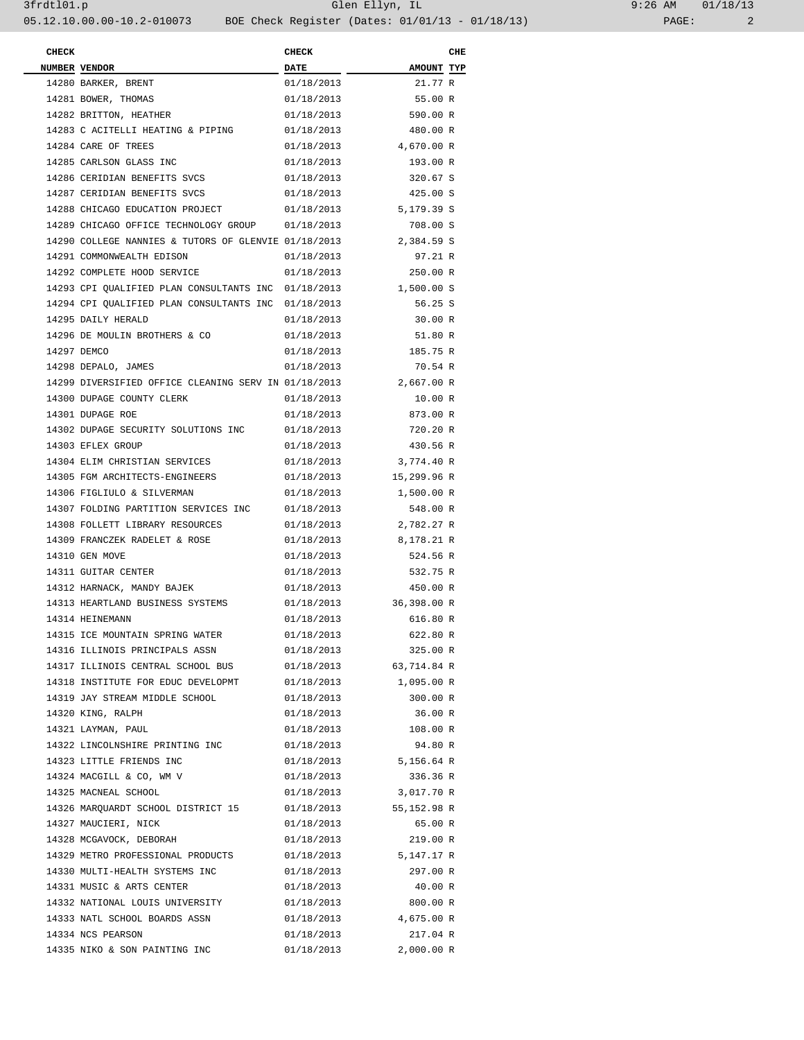| CHECK NUMBER | VENDOR | CHECK DATE | AMOUNT | CHE TYP |
|---|---|---|---|---|
| 14280 | BARKER, BRENT | 01/18/2013 | 21.77 | R |
| 14281 | BOWER, THOMAS | 01/18/2013 | 55.00 | R |
| 14282 | BRITTON, HEATHER | 01/18/2013 | 590.00 | R |
| 14283 | C ACITELLI HEATING & PIPING | 01/18/2013 | 480.00 | R |
| 14284 | CARE OF TREES | 01/18/2013 | 4,670.00 | R |
| 14285 | CARLSON GLASS INC | 01/18/2013 | 193.00 | R |
| 14286 | CERIDIAN BENEFITS SVCS | 01/18/2013 | 320.67 | S |
| 14287 | CERIDIAN BENEFITS SVCS | 01/18/2013 | 425.00 | S |
| 14288 | CHICAGO EDUCATION PROJECT | 01/18/2013 | 5,179.39 | S |
| 14289 | CHICAGO OFFICE TECHNOLOGY GROUP | 01/18/2013 | 708.00 | S |
| 14290 | COLLEGE NANNIES & TUTORS OF GLENVIE | 01/18/2013 | 2,384.59 | S |
| 14291 | COMMONWEALTH EDISON | 01/18/2013 | 97.21 | R |
| 14292 | COMPLETE HOOD SERVICE | 01/18/2013 | 250.00 | R |
| 14293 | CPI QUALIFIED PLAN CONSULTANTS INC | 01/18/2013 | 1,500.00 | S |
| 14294 | CPI QUALIFIED PLAN CONSULTANTS INC | 01/18/2013 | 56.25 | S |
| 14295 | DAILY HERALD | 01/18/2013 | 30.00 | R |
| 14296 | DE MOULIN BROTHERS & CO | 01/18/2013 | 51.80 | R |
| 14297 | DEMCO | 01/18/2013 | 185.75 | R |
| 14298 | DEPALO, JAMES | 01/18/2013 | 70.54 | R |
| 14299 | DIVERSIFIED OFFICE CLEANING SERV IN | 01/18/2013 | 2,667.00 | R |
| 14300 | DUPAGE COUNTY CLERK | 01/18/2013 | 10.00 | R |
| 14301 | DUPAGE ROE | 01/18/2013 | 873.00 | R |
| 14302 | DUPAGE SECURITY SOLUTIONS INC | 01/18/2013 | 720.20 | R |
| 14303 | EFLEX GROUP | 01/18/2013 | 430.56 | R |
| 14304 | ELIM CHRISTIAN SERVICES | 01/18/2013 | 3,774.40 | R |
| 14305 | FGM ARCHITECTS-ENGINEERS | 01/18/2013 | 15,299.96 | R |
| 14306 | FIGLIULO & SILVERMAN | 01/18/2013 | 1,500.00 | R |
| 14307 | FOLDING PARTITION SERVICES INC | 01/18/2013 | 548.00 | R |
| 14308 | FOLLETT LIBRARY RESOURCES | 01/18/2013 | 2,782.27 | R |
| 14309 | FRANCZEK RADELET & ROSE | 01/18/2013 | 8,178.21 | R |
| 14310 | GEN MOVE | 01/18/2013 | 524.56 | R |
| 14311 | GUITAR CENTER | 01/18/2013 | 532.75 | R |
| 14312 | HARNACK, MANDY BAJEK | 01/18/2013 | 450.00 | R |
| 14313 | HEARTLAND BUSINESS SYSTEMS | 01/18/2013 | 36,398.00 | R |
| 14314 | HEINEMANN | 01/18/2013 | 616.80 | R |
| 14315 | ICE MOUNTAIN SPRING WATER | 01/18/2013 | 622.80 | R |
| 14316 | ILLINOIS PRINCIPALS ASSN | 01/18/2013 | 325.00 | R |
| 14317 | ILLINOIS CENTRAL SCHOOL BUS | 01/18/2013 | 63,714.84 | R |
| 14318 | INSTITUTE FOR EDUC DEVELOPMT | 01/18/2013 | 1,095.00 | R |
| 14319 | JAY STREAM MIDDLE SCHOOL | 01/18/2013 | 300.00 | R |
| 14320 | KING, RALPH | 01/18/2013 | 36.00 | R |
| 14321 | LAYMAN, PAUL | 01/18/2013 | 108.00 | R |
| 14322 | LINCOLNSHIRE PRINTING INC | 01/18/2013 | 94.80 | R |
| 14323 | LITTLE FRIENDS INC | 01/18/2013 | 5,156.64 | R |
| 14324 | MACGILL & CO, WM V | 01/18/2013 | 336.36 | R |
| 14325 | MACNEAL SCHOOL | 01/18/2013 | 3,017.70 | R |
| 14326 | MARQUARDT SCHOOL DISTRICT 15 | 01/18/2013 | 55,152.98 | R |
| 14327 | MAUCIERI, NICK | 01/18/2013 | 65.00 | R |
| 14328 | MCGAVOCK, DEBORAH | 01/18/2013 | 219.00 | R |
| 14329 | METRO PROFESSIONAL PRODUCTS | 01/18/2013 | 5,147.17 | R |
| 14330 | MULTI-HEALTH SYSTEMS INC | 01/18/2013 | 297.00 | R |
| 14331 | MUSIC & ARTS CENTER | 01/18/2013 | 40.00 | R |
| 14332 | NATIONAL LOUIS UNIVERSITY | 01/18/2013 | 800.00 | R |
| 14333 | NATL SCHOOL BOARDS ASSN | 01/18/2013 | 4,675.00 | R |
| 14334 | NCS PEARSON | 01/18/2013 | 217.04 | R |
| 14335 | NIKO & SON PAINTING INC | 01/18/2013 | 2,000.00 | R |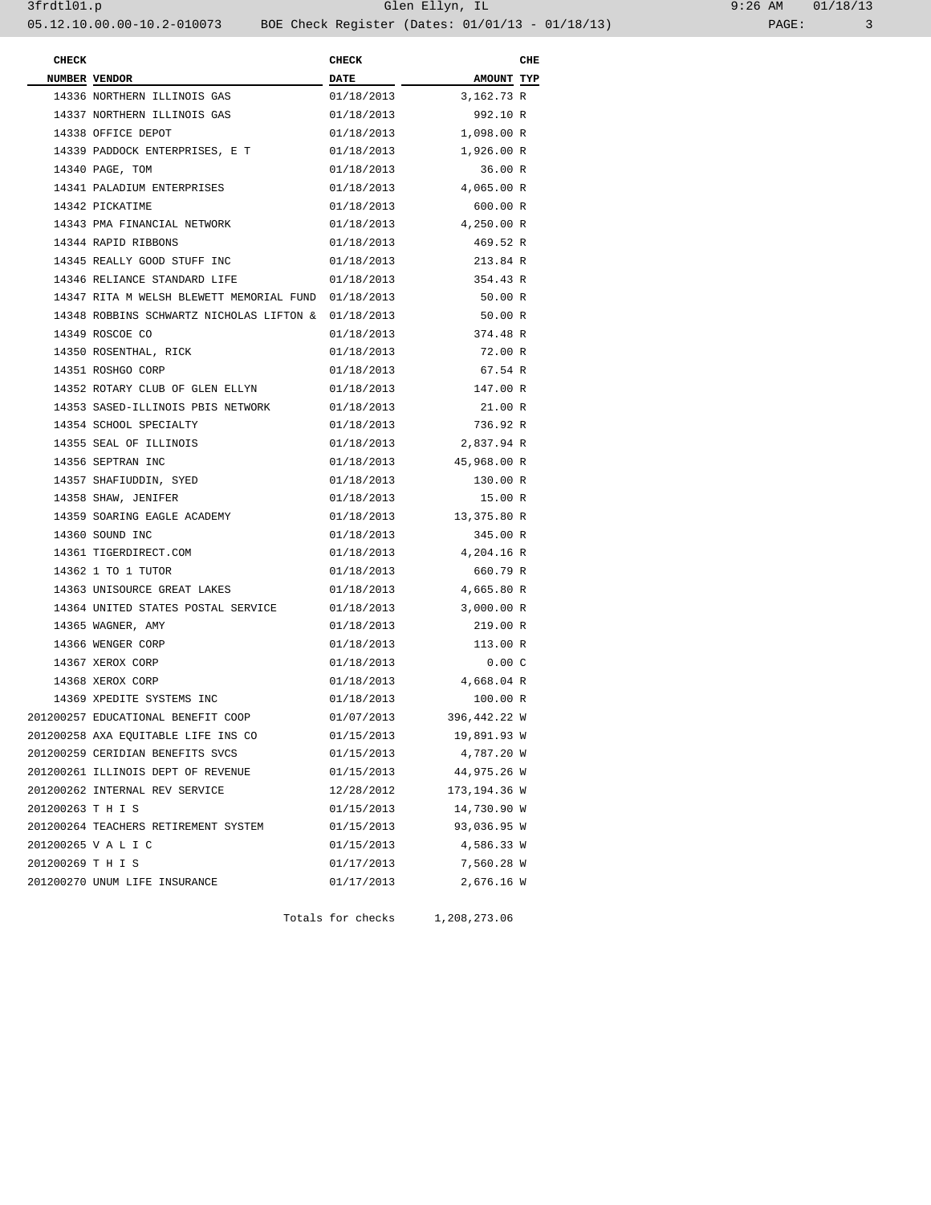| CHECK NUMBER | VENDOR | CHECK DATE | AMOUNT | CHE TYP |
|---|---|---|---|---|
| 14336 | NORTHERN ILLINOIS GAS | 01/18/2013 | 3,162.73 | R |
| 14337 | NORTHERN ILLINOIS GAS | 01/18/2013 | 992.10 | R |
| 14338 | OFFICE DEPOT | 01/18/2013 | 1,098.00 | R |
| 14339 | PADDOCK ENTERPRISES, E T | 01/18/2013 | 1,926.00 | R |
| 14340 | PAGE, TOM | 01/18/2013 | 36.00 | R |
| 14341 | PALADIUM ENTERPRISES | 01/18/2013 | 4,065.00 | R |
| 14342 | PICKATIME | 01/18/2013 | 600.00 | R |
| 14343 | PMA FINANCIAL NETWORK | 01/18/2013 | 4,250.00 | R |
| 14344 | RAPID RIBBONS | 01/18/2013 | 469.52 | R |
| 14345 | REALLY GOOD STUFF INC | 01/18/2013 | 213.84 | R |
| 14346 | RELIANCE STANDARD LIFE | 01/18/2013 | 354.43 | R |
| 14347 | RITA M WELSH BLEWETT MEMORIAL FUND | 01/18/2013 | 50.00 | R |
| 14348 | ROBBINS SCHWARTZ NICHOLAS LIFTON & | 01/18/2013 | 50.00 | R |
| 14349 | ROSCOE CO | 01/18/2013 | 374.48 | R |
| 14350 | ROSENTHAL, RICK | 01/18/2013 | 72.00 | R |
| 14351 | ROSHGO CORP | 01/18/2013 | 67.54 | R |
| 14352 | ROTARY CLUB OF GLEN ELLYN | 01/18/2013 | 147.00 | R |
| 14353 | SASED-ILLINOIS PBIS NETWORK | 01/18/2013 | 21.00 | R |
| 14354 | SCHOOL SPECIALTY | 01/18/2013 | 736.92 | R |
| 14355 | SEAL OF ILLINOIS | 01/18/2013 | 2,837.94 | R |
| 14356 | SEPTRAN INC | 01/18/2013 | 45,968.00 | R |
| 14357 | SHAFIUDDIN, SYED | 01/18/2013 | 130.00 | R |
| 14358 | SHAW, JENIFER | 01/18/2013 | 15.00 | R |
| 14359 | SOARING EAGLE ACADEMY | 01/18/2013 | 13,375.80 | R |
| 14360 | SOUND INC | 01/18/2013 | 345.00 | R |
| 14361 | TIGERDIRECT.COM | 01/18/2013 | 4,204.16 | R |
| 14362 | 1 TO 1 TUTOR | 01/18/2013 | 660.79 | R |
| 14363 | UNISOURCE GREAT LAKES | 01/18/2013 | 4,665.80 | R |
| 14364 | UNITED STATES POSTAL SERVICE | 01/18/2013 | 3,000.00 | R |
| 14365 | WAGNER, AMY | 01/18/2013 | 219.00 | R |
| 14366 | WENGER CORP | 01/18/2013 | 113.00 | R |
| 14367 | XEROX CORP | 01/18/2013 | 0.00 | C |
| 14368 | XEROX CORP | 01/18/2013 | 4,668.04 | R |
| 14369 | XPEDITE SYSTEMS INC | 01/18/2013 | 100.00 | R |
| 201200257 | EDUCATIONAL BENEFIT COOP | 01/07/2013 | 396,442.22 | W |
| 201200258 | AXA EQUITABLE LIFE INS CO | 01/15/2013 | 19,891.93 | W |
| 201200259 | CERIDIAN BENEFITS SVCS | 01/15/2013 | 4,787.20 | W |
| 201200261 | ILLINOIS DEPT OF REVENUE | 01/15/2013 | 44,975.26 | W |
| 201200262 | INTERNAL REV SERVICE | 12/28/2012 | 173,194.36 | W |
| 201200263 | T H I S | 01/15/2013 | 14,730.90 | W |
| 201200264 | TEACHERS RETIREMENT SYSTEM | 01/15/2013 | 93,036.95 | W |
| 201200265 | V A L I C | 01/15/2013 | 4,586.33 | W |
| 201200269 | T H I S | 01/17/2013 | 7,560.28 | W |
| 201200270 | UNUM LIFE INSURANCE | 01/17/2013 | 2,676.16 | W |

Totals for checks 1,208,273.06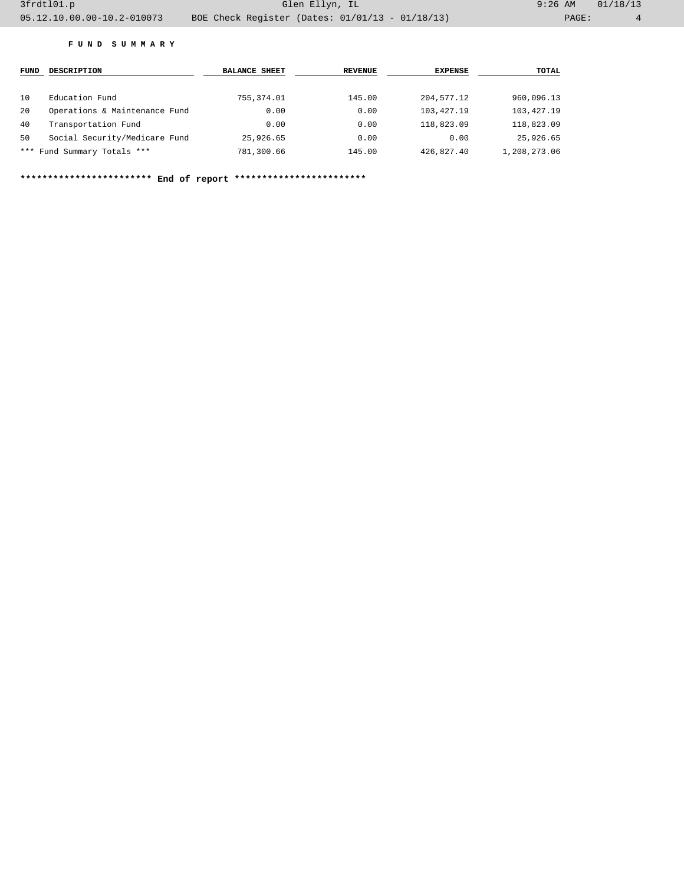**F U N D   S U M M A R Y**

| FUND | DESCRIPTION | BALANCE SHEET | REVENUE | EXPENSE | TOTAL |
|---|---|---|---|---|---|
| 10 | Education Fund | 755,374.01 | 145.00 | 204,577.12 | 960,096.13 |
| 20 | Operations & Maintenance Fund | 0.00 | 0.00 | 103,427.19 | 103,427.19 |
| 40 | Transportation Fund | 0.00 | 0.00 | 118,823.09 | 118,823.09 |
| 50 | Social Security/Medicare Fund | 25,926.65 | 0.00 | 0.00 | 25,926.65 |
| *** Fund Summary Totals *** | | 781,300.66 | 145.00 | 426,827.40 | 1,208,273.06 |

************************ **End of report** ************************